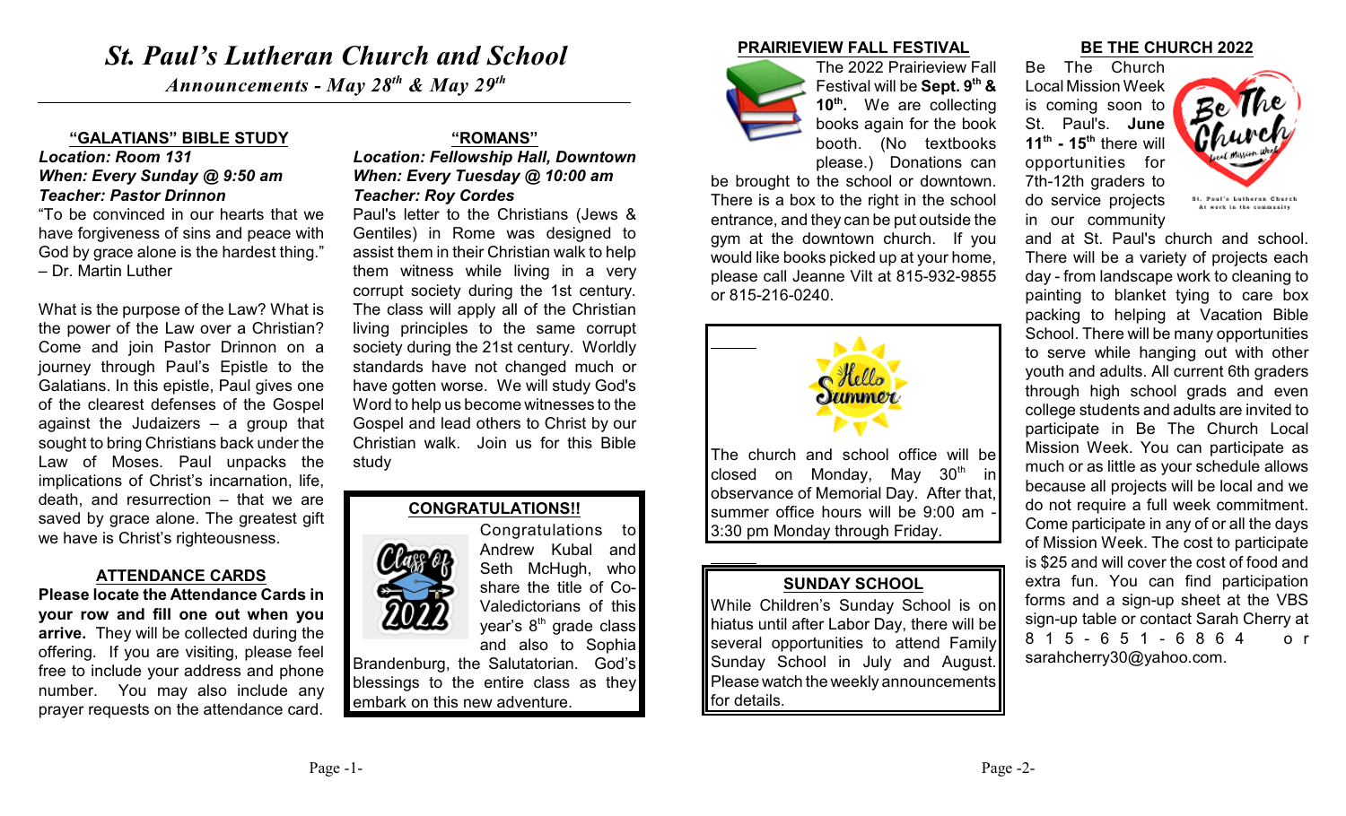# St. Paul's Lutheran Church and School

*Announcements - May 28th & May 29th*

## "GALATIANS" BIBLE STUDY

***Location: Room 131***
***When: Every Sunday @ 9:50 am***
***Teacher: Pastor Drinnon***

"To be convinced in our hearts that we have forgiveness of sins and peace with God by grace alone is the hardest thing." – Dr. Martin Luther

What is the purpose of the Law? What is the power of the Law over a Christian? Come and join Pastor Drinnon on a journey through Paul's Epistle to the Galatians. In this epistle, Paul gives one of the clearest defenses of the Gospel against the Judaizers – a group that sought to bring Christians back under the Law of Moses. Paul unpacks the implications of Christ's incarnation, life, death, and resurrection – that we are saved by grace alone. The greatest gift we have is Christ's righteousness.

## ATTENDANCE CARDS

**Please locate the Attendance Cards in your row and fill one out when you arrive.** They will be collected during the offering. If you are visiting, please feel free to include your address and phone number. You may also include any prayer requests on the attendance card.

## "ROMANS"

***Location: Fellowship Hall, Downtown***
***When: Every Tuesday @ 10:00 am***
***Teacher: Roy Cordes***

Paul's letter to the Christians (Jews & Gentiles) in Rome was designed to assist them in their Christian walk to help them witness while living in a very corrupt society during the 1st century. The class will apply all of the Christian living principles to the same corrupt society during the 21st century. Worldly standards have not changed much or have gotten worse. We will study God's Word to help us become witnesses to the Gospel and lead others to Christ by our Christian walk. Join us for this Bible study

## CONGRATULATIONS!!

Congratulations to Andrew Kubal and Seth McHugh, who share the title of Co-Valedictorians of this year's 8th grade class and also to Sophia Brandenburg, the Salutatorian. God's blessings to the entire class as they embark on this new adventure.

## PRAIRIEVIEW FALL FESTIVAL

The 2022 Prairieview Fall Festival will be **Sept. 9th & 10th.** We are collecting books again for the book booth. (No textbooks please.) Donations can be brought to the school or downtown. There is a box to the right in the school entrance, and they can be put outside the gym at the downtown church. If you would like books picked up at your home, please call Jeanne Vilt at 815-932-9855 or 815-216-0240.

The church and school office will be closed on Monday, May 30th in observance of Memorial Day. After that, summer office hours will be 9:00 am - 3:30 pm Monday through Friday.

## SUNDAY SCHOOL

While Children's Sunday School is on hiatus until after Labor Day, there will be several opportunities to attend Family Sunday School in July and August. Please watch the weekly announcements for details.

## BE THE CHURCH 2022

Be The Church Local Mission Week is coming soon to St. Paul's. **June 11th - 15th** there will opportunities for 7th-12th graders to do service projects in our community and at St. Paul's church and school. There will be a variety of projects each day - from landscape work to cleaning to painting to blanket tying to care box packing to helping at Vacation Bible School. There will be many opportunities to serve while hanging out with other youth and adults. All current 6th graders through high school grads and even college students and adults are invited to participate in Be The Church Local Mission Week. You can participate as much or as little as your schedule allows because all projects will be local and we do not require a full week commitment. Come participate in any of or all the days of Mission Week. The cost to participate is $25 and will cover the cost of food and extra fun. You can find participation forms and a sign-up sheet at the VBS sign-up table or contact Sarah Cherry at 815-651-6864 or sarahcherry30@yahoo.com.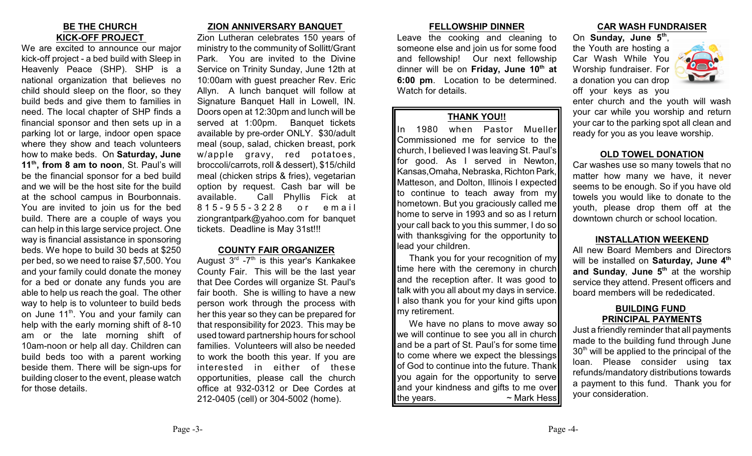## BE THE CHURCH KICK-OFF PROJECT

We are excited to announce our major kick-off project - a bed build with Sleep in Heavenly Peace (SHP). SHP is a national organization that believes no child should sleep on the floor, so they build beds and give them to families in need. The local chapter of SHP finds a financial sponsor and then sets up in a parking lot or large, indoor open space where they show and teach volunteers how to make beds. On **Saturday, June 11th, from 8 am to noon**, St. Paul's will be the financial sponsor for a bed build and we will be the host site for the build at the school campus in Bourbonnais. You are invited to join us for the bed build. There are a couple of ways you can help in this large service project. One way is financial assistance in sponsoring beds. We hope to build 30 beds at $250 per bed, so we need to raise $7,500. You and your family could donate the money for a bed or donate any funds you are able to help us reach the goal. The other way to help is to volunteer to build beds on June 11th. You and your family can help with the early morning shift of 8-10 am or the late morning shift of 10am-noon or help all day. Children can build beds too with a parent working beside them. There will be sign-ups for building closer to the event, please watch for those details.

## ZION ANNIVERSARY BANQUET

Zion Lutheran celebrates 150 years of ministry to the community of Sollitt/Grant Park. You are invited to the Divine Service on Trinity Sunday, June 12th at 10:00am with guest preacher Rev. Eric Allyn. A lunch banquet will follow at Signature Banquet Hall in Lowell, IN. Doors open at 12:30pm and lunch will be served at 1:00pm. Banquet tickets available by pre-order ONLY. $30/adult meal (soup, salad, chicken breast, pork w/apple gravy, red potatoes, broccoli/carrots, roll & dessert), $15/child meal (chicken strips & fries), vegetarian option by request. Cash bar will be available. Call Phyllis Fick at 815-955-3228 or email ziongrantpark@yahoo.com for banquet tickets. Deadline is May 31st!!!

## COUNTY FAIR ORGANIZER

August 3rd -7th is this year's Kankakee County Fair. This will be the last year that Dee Cordes will organize St. Paul's fair booth. She is willing to have a new person work through the process with her this year so they can be prepared for that responsibility for 2023. This may be used toward partnership hours for school families. Volunteers will also be needed to work the booth this year. If you are interested in either of these opportunities, please call the church office at 932-0312 or Dee Cordes at 212-0405 (cell) or 304-5002 (home).

## FELLOWSHIP DINNER

Leave the cooking and cleaning to someone else and join us for some food and fellowship! Our next fellowship dinner will be on **Friday, June 10th at 6:00 pm**. Location to be determined. Watch for details.

## THANK YOU!!

In 1980 when Pastor Mueller Commissioned me for service to the church, I believed I was leaving St. Paul's for good. As I served in Newton, Kansas,Omaha, Nebraska, Richton Park, Matteson, and Dolton, Illinois I expected to continue to teach away from my hometown. But you graciously called me home to serve in 1993 and so as I return your call back to you this summer, I do so with thanksgiving for the opportunity to lead your children.

Thank you for your recognition of my time here with the ceremony in church and the reception after. It was good to talk with you all about my days in service. I also thank you for your kind gifts upon my retirement.

We have no plans to move away so we will continue to see you all in church and be a part of St. Paul's for some time to come where we expect the blessings of God to continue into the future. Thank you again for the opportunity to serve and your kindness and gifts to me over the years. ~ Mark Hess

## CAR WASH FUNDRAISER

On **Sunday, June 5th**, the Youth are hosting a Car Wash While You Worship fundraiser. For a donation you can drop off your keys as you enter church and the youth will wash your car while you worship and return your car to the parking spot all clean and ready for you as you leave worship.

## OLD TOWEL DONATION

Car washes use so many towels that no matter how many we have, it never seems to be enough. So if you have old towels you would like to donate to the youth, please drop them off at the downtown church or school location.

## INSTALLATION WEEKEND

All new Board Members and Directors will be installed on **Saturday, June 4th and Sunday**, **June 5th** at the worship service they attend. Present officers and board members will be rededicated.

## BUILDING FUND PRINCIPAL PAYMENTS

Just a friendly reminder that all payments made to the building fund through June 30th will be applied to the principal of the loan. Please consider using tax refunds/mandatory distributions towards a payment to this fund. Thank you for your consideration.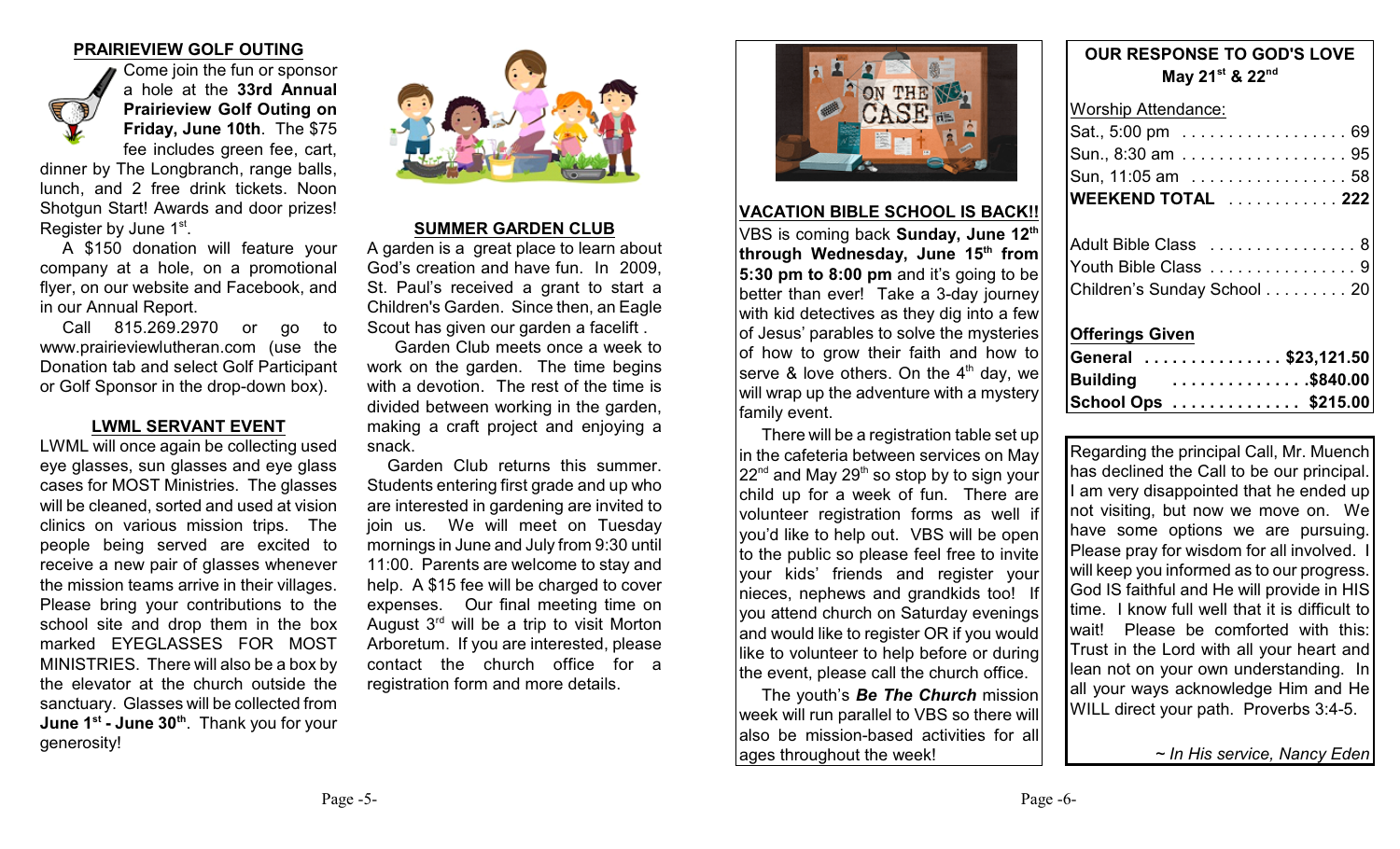## PRAIRIEVIEW GOLF OUTING

Come join the fun or sponsor a hole at the **33rd Annual Prairieview Golf Outing on Friday, June 10th**. The $75 fee includes green fee, cart, dinner by The Longbranch, range balls, lunch, and 2 free drink tickets. Noon Shotgun Start! Awards and door prizes! Register by June 1st.

A $150 donation will feature your company at a hole, on a promotional flyer, on our website and Facebook, and in our Annual Report.

Call 815.269.2970 or go to www.prairieviewlutheran.com (use the Donation tab and select Golf Participant or Golf Sponsor in the drop-down box).

## LWML SERVANT EVENT

LWML will once again be collecting used eye glasses, sun glasses and eye glass cases for MOST Ministries. The glasses will be cleaned, sorted and used at vision clinics on various mission trips. The people being served are excited to receive a new pair of glasses whenever the mission teams arrive in their villages. Please bring your contributions to the school site and drop them in the box marked EYEGLASSES FOR MOST MINISTRIES. There will also be a box by the elevator at the church outside the sanctuary. Glasses will be collected from **June 1st - June 30th**. Thank you for your generosity!

## SUMMER GARDEN CLUB

A garden is a great place to learn about God's creation and have fun. In 2009, St. Paul's received a grant to start a Children's Garden. Since then, an Eagle Scout has given our garden a facelift .

Garden Club meets once a week to work on the garden. The time begins with a devotion. The rest of the time is divided between working in the garden, making a craft project and enjoying a snack.

Garden Club returns this summer. Students entering first grade and up who are interested in gardening are invited to join us. We will meet on Tuesday mornings in June and July from 9:30 until 11:00. Parents are welcome to stay and help. A $15 fee will be charged to cover expenses. Our final meeting time on August 3rd will be a trip to visit Morton Arboretum. If you are interested, please contact the church office for a registration form and more details.

## VACATION BIBLE SCHOOL IS BACK!!

VBS is coming back **Sunday, June 12th through Wednesday, June 15th from 5:30 pm to 8:00 pm** and it's going to be better than ever! Take a 3-day journey with kid detectives as they dig into a few of Jesus' parables to solve the mysteries of how to grow their faith and how to serve & love others. On the 4th day, we will wrap up the adventure with a mystery family event.

There will be a registration table set up in the cafeteria between services on May 22nd and May 29th so stop by to sign your child up for a week of fun. There are volunteer registration forms as well if you'd like to help out. VBS will be open to the public so please feel free to invite your kids' friends and register your nieces, nephews and grandkids too! If you attend church on Saturday evenings and would like to register OR if you would like to volunteer to help before or during the event, please call the church office.

The youth's ***Be The Church*** mission week will run parallel to VBS so there will also be mission-based activities for all ages throughout the week!

## OUR RESPONSE TO GOD'S LOVE
**May 21st & 22nd**

Worship Attendance:

| | |
|---|---|
| Sat., 5:00 pm | 69 |
| Sun., 8:30 am | 95 |
| Sun, 11:05 am | 58 |
| **WEEKEND TOTAL** | **222** |
| Adult Bible Class | 8 |
| Youth Bible Class | 9 |
| Children's Sunday School | 20 |

**Offerings Given**

| | |
|---|---|
| **General** | **$23,121.50** |
| **Building** | **$840.00** |
| **School Ops** | **$215.00** |

Regarding the principal Call, Mr. Muench has declined the Call to be our principal. I am very disappointed that he ended up not visiting, but now we move on. We have some options we are pursuing. Please pray for wisdom for all involved. I will keep you informed as to our progress. God IS faithful and He will provide in HIS time. I know full well that it is difficult to wait! Please be comforted with this: Trust in the Lord with all your heart and lean not on your own understanding. In all your ways acknowledge Him and He WILL direct your path. Proverbs 3:4-5.

*~ In His service, Nancy Eden*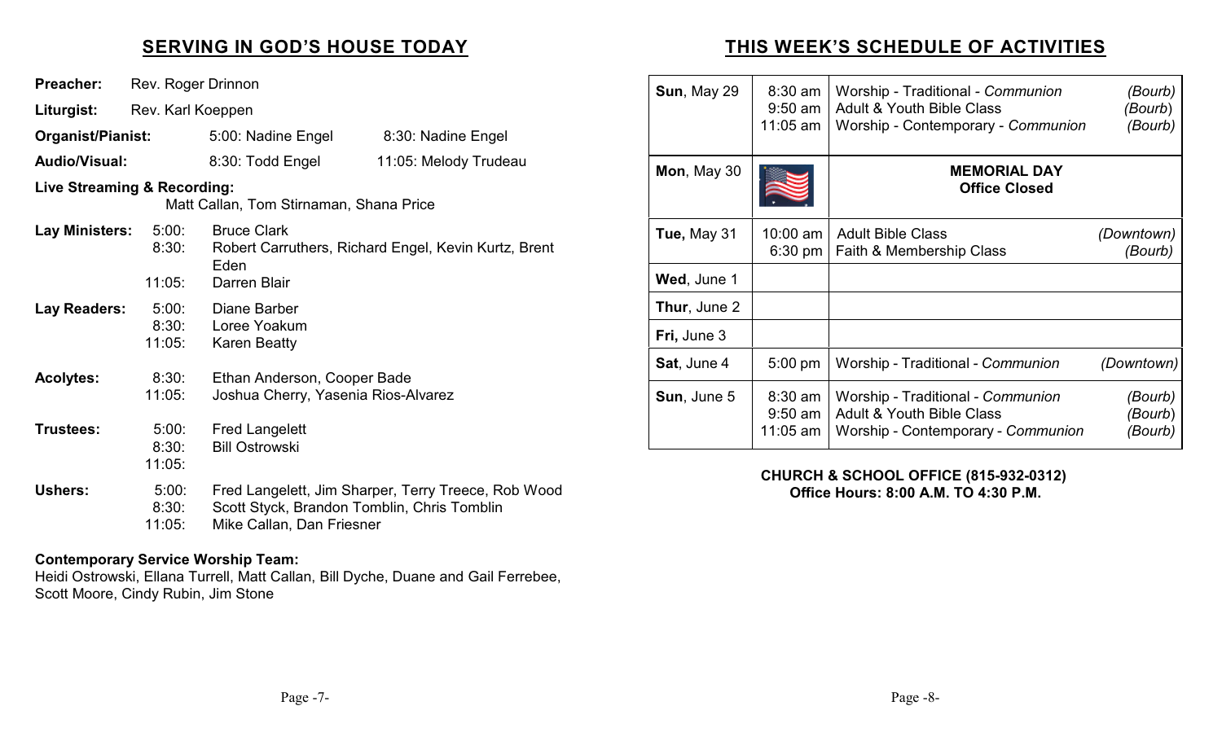## SERVING IN GOD'S HOUSE TODAY

**Preacher:** Rev. Roger Drinnon

**Liturgist:** Rev. Karl Koeppen

**Organist/Pianist:** 5:00: Nadine Engel 8:30: Nadine Engel

**Audio/Visual:** 8:30: Todd Engel 11:05: Melody Trudeau

**Live Streaming & Recording:**
Matt Callan, Tom Stirnaman, Shana Price

| | | |
|---|---|---|
| **Lay Ministers:** | 5:00: | Bruce Clark |
| | 8:30: | Robert Carruthers, Richard Engel, Kevin Kurtz, Brent Eden |
| | 11:05: | Darren Blair |
| **Lay Readers:** | 5:00: | Diane Barber |
| | 8:30: | Loree Yoakum |
| | 11:05: | Karen Beatty |
| **Acolytes:** | 8:30: | Ethan Anderson, Cooper Bade |
| | 11:05: | Joshua Cherry, Yasenia Rios-Alvarez |
| **Trustees:** | 5:00: | Fred Langelett |
| | 8:30: | Bill Ostrowski |
| | 11:05: | |
| **Ushers:** | 5:00: | Fred Langelett, Jim Sharper, Terry Treece, Rob Wood |
| | 8:30: | Scott Styck, Brandon Tomblin, Chris Tomblin |
| | 11:05: | Mike Callan, Dan Friesner |

**Contemporary Service Worship Team:**
Heidi Ostrowski, Ellana Turrell, Matt Callan, Bill Dyche, Duane and Gail Ferrebee, Scott Moore, Cindy Rubin, Jim Stone

## THIS WEEK'S SCHEDULE OF ACTIVITIES

| | | | |
|---|---|---|---|
| **Sun**, May 29 | 8:30 am<br>9:50 am<br>11:05 am | Worship - Traditional - *Communion*<br>Adult & Youth Bible Class<br>Worship - Contemporary - *Communion* | *(Bourb)*<br>*(Bourb)*<br>*(Bourb)* |
| **Mon**, May 30 | | **MEMORIAL DAY**<br>**Office Closed** | |
| **Tue,** May 31 | 10:00 am<br>6:30 pm | Adult Bible Class<br>Faith & Membership Class | *(Downtown)*<br>*(Bourb)* |
| **Wed**, June 1 | | | |
| **Thur**, June 2 | | | |
| **Fri,** June 3 | | | |
| **Sat**, June 4 | 5:00 pm | Worship - Traditional - *Communion* | *(Downtown)* |
| **Sun**, June 5 | 8:30 am<br>9:50 am<br>11:05 am | Worship - Traditional - *Communion*<br>Adult & Youth Bible Class<br>Worship - Contemporary - *Communion* | *(Bourb)*<br>*(Bourb)*<br>*(Bourb)* |

**CHURCH & SCHOOL OFFICE (815-932-0312)**
**Office Hours: 8:00 A.M. TO 4:30 P.M.**